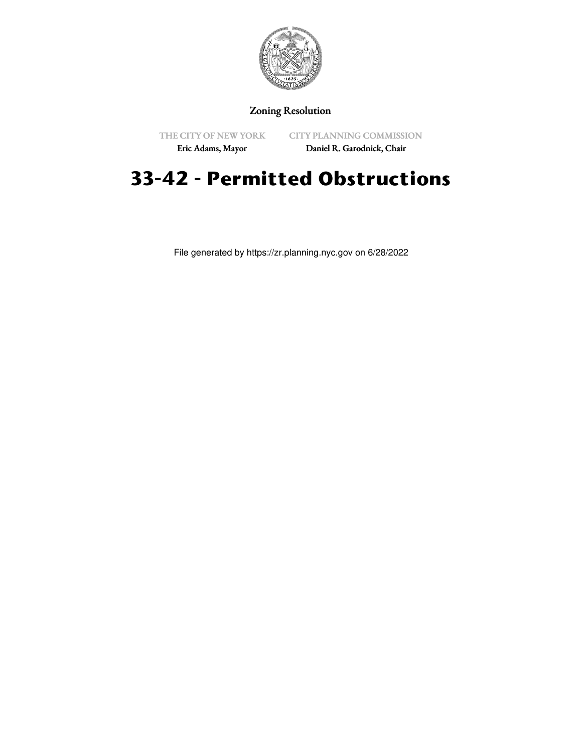Zoning Resolution

THE CITY OF NEW YORK
Eric Adams, Mayor

CITY PLANNING COMMISSION
Daniel R. Garodnick, Chair

# 33-42 - Permitted Obstructions

File generated by https://zr.planning.nyc.gov on 6/28/2022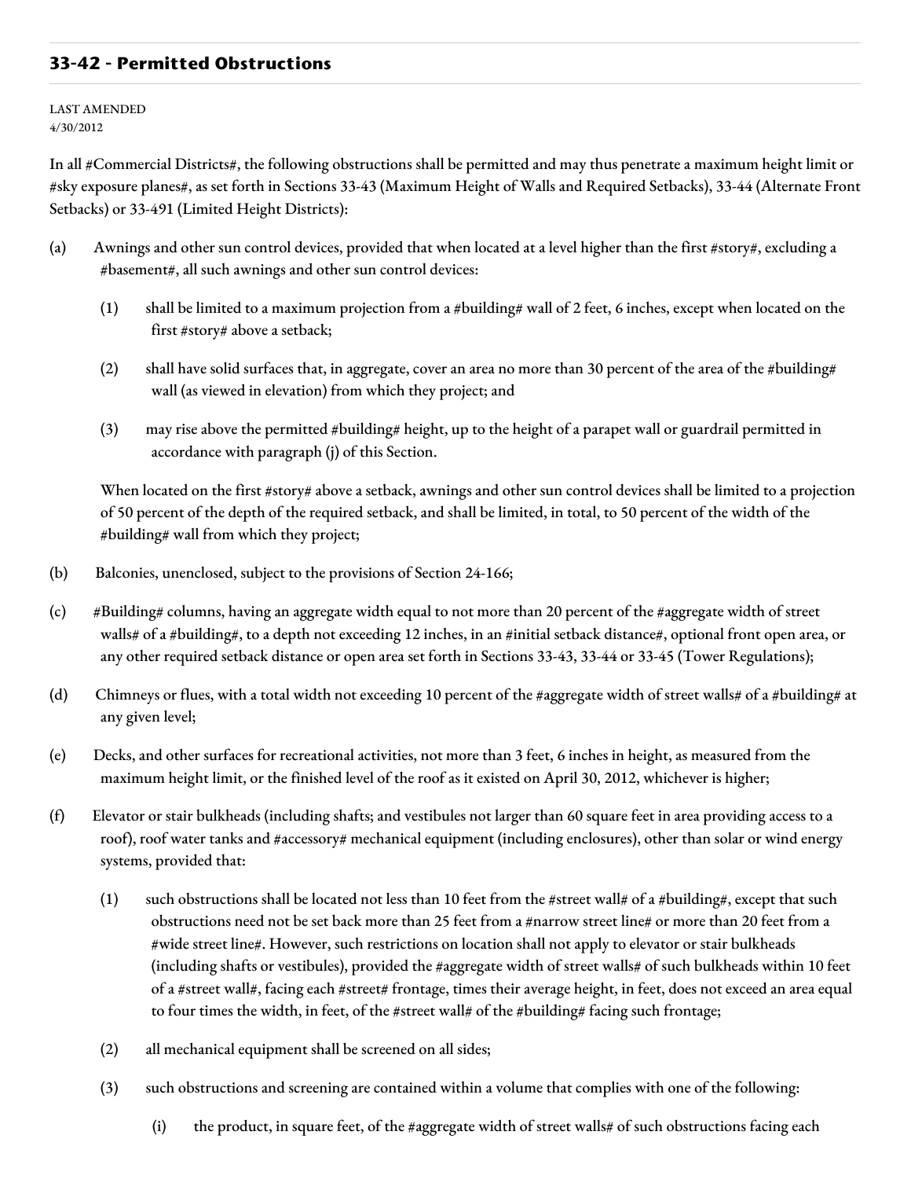## 33-42 - Permitted Obstructions

LAST AMENDED
4/30/2012

In all #Commercial Districts#, the following obstructions shall be permitted and may thus penetrate a maximum height limit or #sky exposure planes#, as set forth in Sections 33-43 (Maximum Height of Walls and Required Setbacks), 33-44 (Alternate Front Setbacks) or 33-491 (Limited Height Districts):

(a) Awnings and other sun control devices, provided that when located at a level higher than the first #story#, excluding a #basement#, all such awnings and other sun control devices:

 (1) shall be limited to a maximum projection from a #building# wall of 2 feet, 6 inches, except when located on the first #story# above a setback;

 (2) shall have solid surfaces that, in aggregate, cover an area no more than 30 percent of the area of the #building# wall (as viewed in elevation) from which they project; and

 (3) may rise above the permitted #building# height, up to the height of a parapet wall or guardrail permitted in accordance with paragraph (j) of this Section.

 When located on the first #story# above a setback, awnings and other sun control devices shall be limited to a projection of 50 percent of the depth of the required setback, and shall be limited, in total, to 50 percent of the width of the #building# wall from which they project;

(b) Balconies, unenclosed, subject to the provisions of Section 24-166;

(c) #Building# columns, having an aggregate width equal to not more than 20 percent of the #aggregate width of street walls# of a #building#, to a depth not exceeding 12 inches, in an #initial setback distance#, optional front open area, or any other required setback distance or open area set forth in Sections 33-43, 33-44 or 33-45 (Tower Regulations);

(d) Chimneys or flues, with a total width not exceeding 10 percent of the #aggregate width of street walls# of a #building# at any given level;

(e) Decks, and other surfaces for recreational activities, not more than 3 feet, 6 inches in height, as measured from the maximum height limit, or the finished level of the roof as it existed on April 30, 2012, whichever is higher;

(f) Elevator or stair bulkheads (including shafts; and vestibules not larger than 60 square feet in area providing access to a roof), roof water tanks and #accessory# mechanical equipment (including enclosures), other than solar or wind energy systems, provided that:

 (1) such obstructions shall be located not less than 10 feet from the #street wall# of a #building#, except that such obstructions need not be set back more than 25 feet from a #narrow street line# or more than 20 feet from a #wide street line#. However, such restrictions on location shall not apply to elevator or stair bulkheads (including shafts or vestibules), provided the #aggregate width of street walls# of such bulkheads within 10 feet of a #street wall#, facing each #street# frontage, times their average height, in feet, does not exceed an area equal to four times the width, in feet, of the #street wall# of the #building# facing such frontage;

 (2) all mechanical equipment shall be screened on all sides;

 (3) such obstructions and screening are contained within a volume that complies with one of the following:

  (i) the product, in square feet, of the #aggregate width of street walls# of such obstructions facing each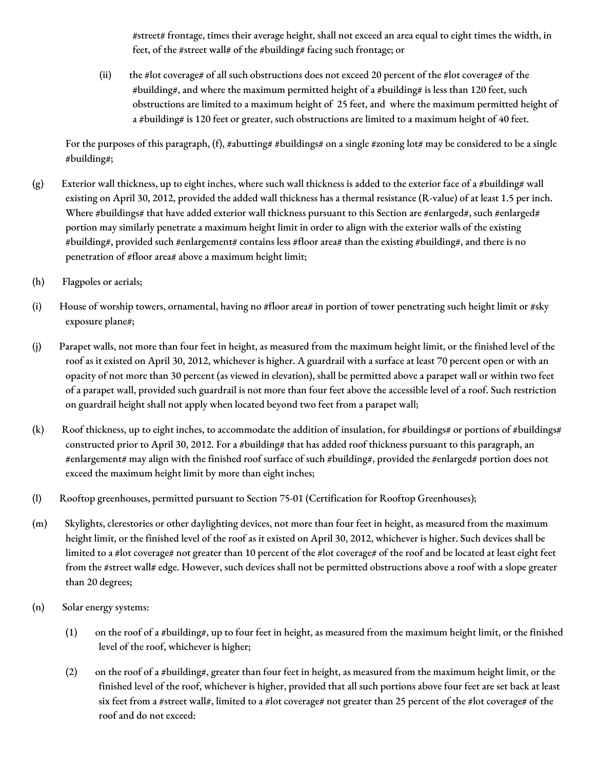#street# frontage, times their average height, shall not exceed an area equal to eight times the width, in feet, of the #street wall# of the #building# facing such frontage; or

(ii) the #lot coverage# of all such obstructions does not exceed 20 percent of the #lot coverage# of the #building#, and where the maximum permitted height of a #building# is less than 120 feet, such obstructions are limited to a maximum height of 25 feet, and where the maximum permitted height of a #building# is 120 feet or greater, such obstructions are limited to a maximum height of 40 feet.

For the purposes of this paragraph, (f), #abutting# #buildings# on a single #zoning lot# may be considered to be a single #building#;

(g) Exterior wall thickness, up to eight inches, where such wall thickness is added to the exterior face of a #building# wall existing on April 30, 2012, provided the added wall thickness has a thermal resistance (R-value) of at least 1.5 per inch. Where #buildings# that have added exterior wall thickness pursuant to this Section are #enlarged#, such #enlarged# portion may similarly penetrate a maximum height limit in order to align with the exterior walls of the existing #building#, provided such #enlargement# contains less #floor area# than the existing #building#, and there is no penetration of #floor area# above a maximum height limit;

(h) Flagpoles or aerials;

(i) House of worship towers, ornamental, having no #floor area# in portion of tower penetrating such height limit or #sky exposure plane#;

(j) Parapet walls, not more than four feet in height, as measured from the maximum height limit, or the finished level of the roof as it existed on April 30, 2012, whichever is higher. A guardrail with a surface at least 70 percent open or with an opacity of not more than 30 percent (as viewed in elevation), shall be permitted above a parapet wall or within two feet of a parapet wall, provided such guardrail is not more than four feet above the accessible level of a roof. Such restriction on guardrail height shall not apply when located beyond two feet from a parapet wall;

(k) Roof thickness, up to eight inches, to accommodate the addition of insulation, for #buildings# or portions of #buildings# constructed prior to April 30, 2012. For a #building# that has added roof thickness pursuant to this paragraph, an #enlargement# may align with the finished roof surface of such #building#, provided the #enlarged# portion does not exceed the maximum height limit by more than eight inches;

(l) Rooftop greenhouses, permitted pursuant to Section 75-01 (Certification for Rooftop Greenhouses);

(m) Skylights, clerestories or other daylighting devices, not more than four feet in height, as measured from the maximum height limit, or the finished level of the roof as it existed on April 30, 2012, whichever is higher. Such devices shall be limited to a #lot coverage# not greater than 10 percent of the #lot coverage# of the roof and be located at least eight feet from the #street wall# edge. However, such devices shall not be permitted obstructions above a roof with a slope greater than 20 degrees;

(n) Solar energy systems:

(1) on the roof of a #building#, up to four feet in height, as measured from the maximum height limit, or the finished level of the roof, whichever is higher;

(2) on the roof of a #building#, greater than four feet in height, as measured from the maximum height limit, or the finished level of the roof, whichever is higher, provided that all such portions above four feet are set back at least six feet from a #street wall#, limited to a #lot coverage# not greater than 25 percent of the #lot coverage# of the roof and do not exceed: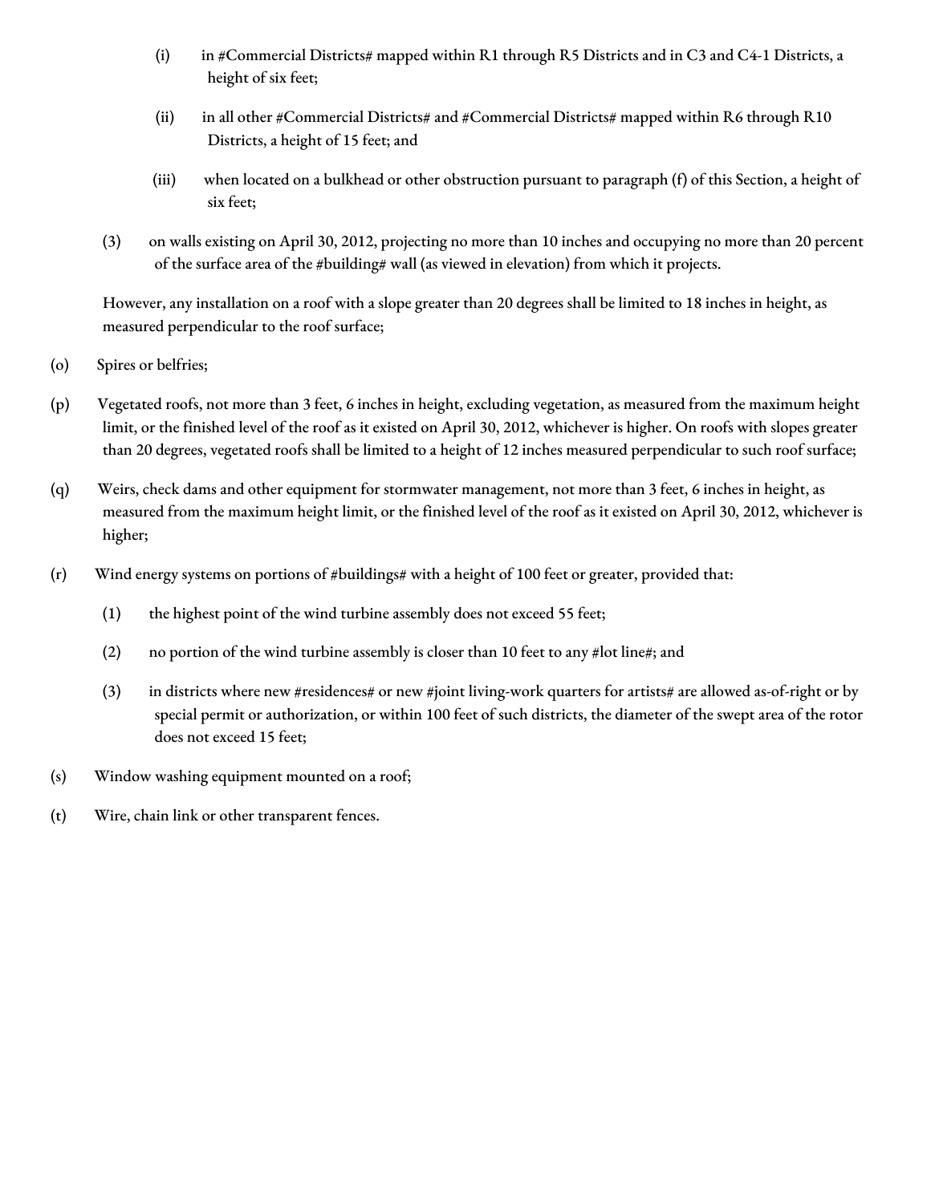(i) in #Commercial Districts# mapped within R1 through R5 Districts and in C3 and C4-1 Districts, a height of six feet;

(ii) in all other #Commercial Districts# and #Commercial Districts# mapped within R6 through R10 Districts, a height of 15 feet; and

(iii) when located on a bulkhead or other obstruction pursuant to paragraph (f) of this Section, a height of six feet;

(3) on walls existing on April 30, 2012, projecting no more than 10 inches and occupying no more than 20 percent of the surface area of the #building# wall (as viewed in elevation) from which it projects.

However, any installation on a roof with a slope greater than 20 degrees shall be limited to 18 inches in height, as measured perpendicular to the roof surface;

(o) Spires or belfries;

(p) Vegetated roofs, not more than 3 feet, 6 inches in height, excluding vegetation, as measured from the maximum height limit, or the finished level of the roof as it existed on April 30, 2012, whichever is higher. On roofs with slopes greater than 20 degrees, vegetated roofs shall be limited to a height of 12 inches measured perpendicular to such roof surface;

(q) Weirs, check dams and other equipment for stormwater management, not more than 3 feet, 6 inches in height, as measured from the maximum height limit, or the finished level of the roof as it existed on April 30, 2012, whichever is higher;

(r) Wind energy systems on portions of #buildings# with a height of 100 feet or greater, provided that:

(1) the highest point of the wind turbine assembly does not exceed 55 feet;

(2) no portion of the wind turbine assembly is closer than 10 feet to any #lot line#; and

(3) in districts where new #residences# or new #joint living-work quarters for artists# are allowed as-of-right or by special permit or authorization, or within 100 feet of such districts, the diameter of the swept area of the rotor does not exceed 15 feet;

(s) Window washing equipment mounted on a roof;

(t) Wire, chain link or other transparent fences.